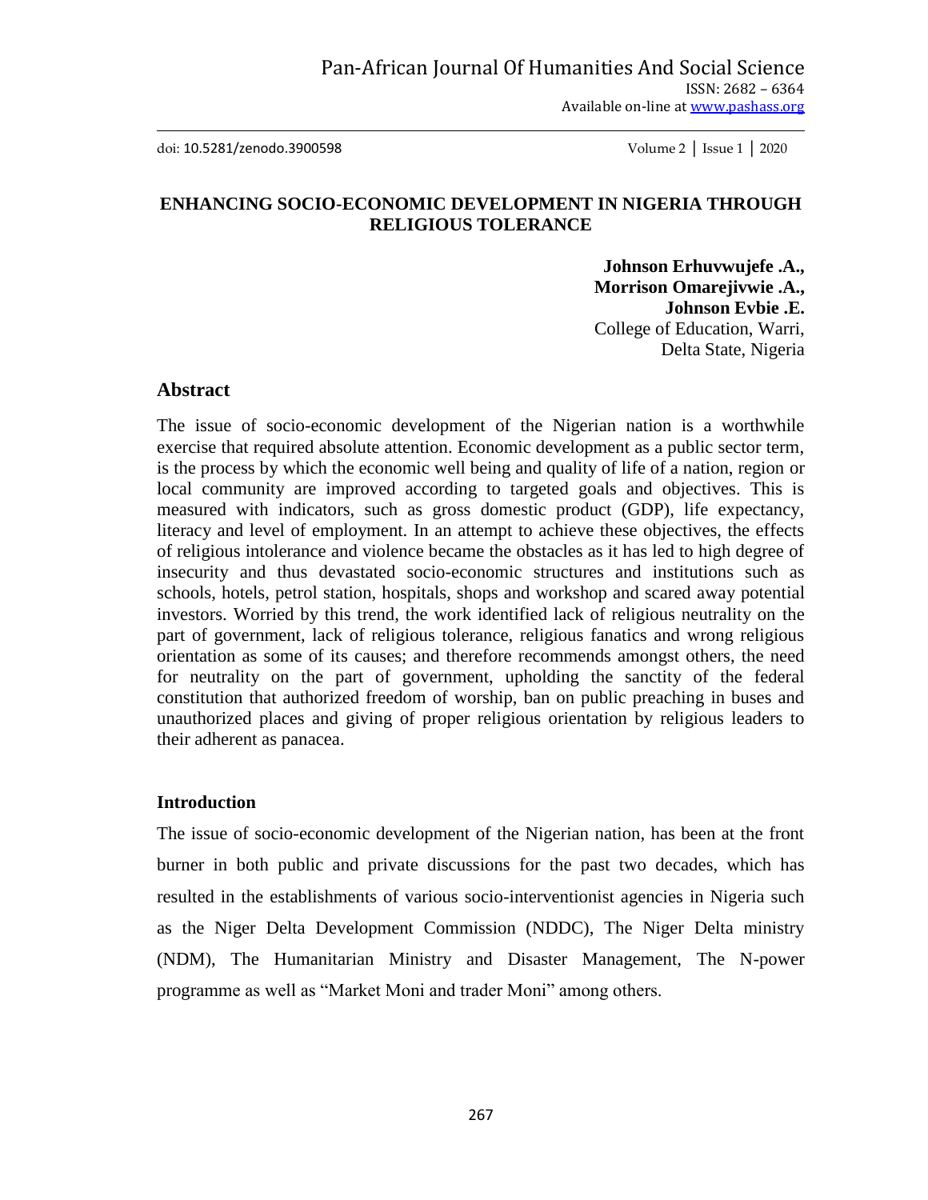# ENHANCING SOCIO-ECONOMIC DEVELOPMENT IN NIGERIA THROUGH RELIGIOUS TOLERANCE

**Johnson Erhuvwujefe .A.,**
**Morrison Omarejivwie .A.,**
**Johnson Evbie .E.**
College of Education, Warri,
Delta State, Nigeria

## Abstract

The issue of socio-economic development of the Nigerian nation is a worthwhile exercise that required absolute attention. Economic development as a public sector term, is the process by which the economic well being and quality of life of a nation, region or local community are improved according to targeted goals and objectives. This is measured with indicators, such as gross domestic product (GDP), life expectancy, literacy and level of employment. In an attempt to achieve these objectives, the effects of religious intolerance and violence became the obstacles as it has led to high degree of insecurity and thus devastated socio-economic structures and institutions such as schools, hotels, petrol station, hospitals, shops and workshop and scared away potential investors. Worried by this trend, the work identified lack of religious neutrality on the part of government, lack of religious tolerance, religious fanatics and wrong religious orientation as some of its causes; and therefore recommends amongst others, the need for neutrality on the part of government, upholding the sanctity of the federal constitution that authorized freedom of worship, ban on public preaching in buses and unauthorized places and giving of proper religious orientation by religious leaders to their adherent as panacea.

### Introduction

The issue of socio-economic development of the Nigerian nation, has been at the front burner in both public and private discussions for the past two decades, which has resulted in the establishments of various socio-interventionist agencies in Nigeria such as the Niger Delta Development Commission (NDDC), The Niger Delta ministry (NDM), The Humanitarian Ministry and Disaster Management, The N-power programme as well as "Market Moni and trader Moni" among others.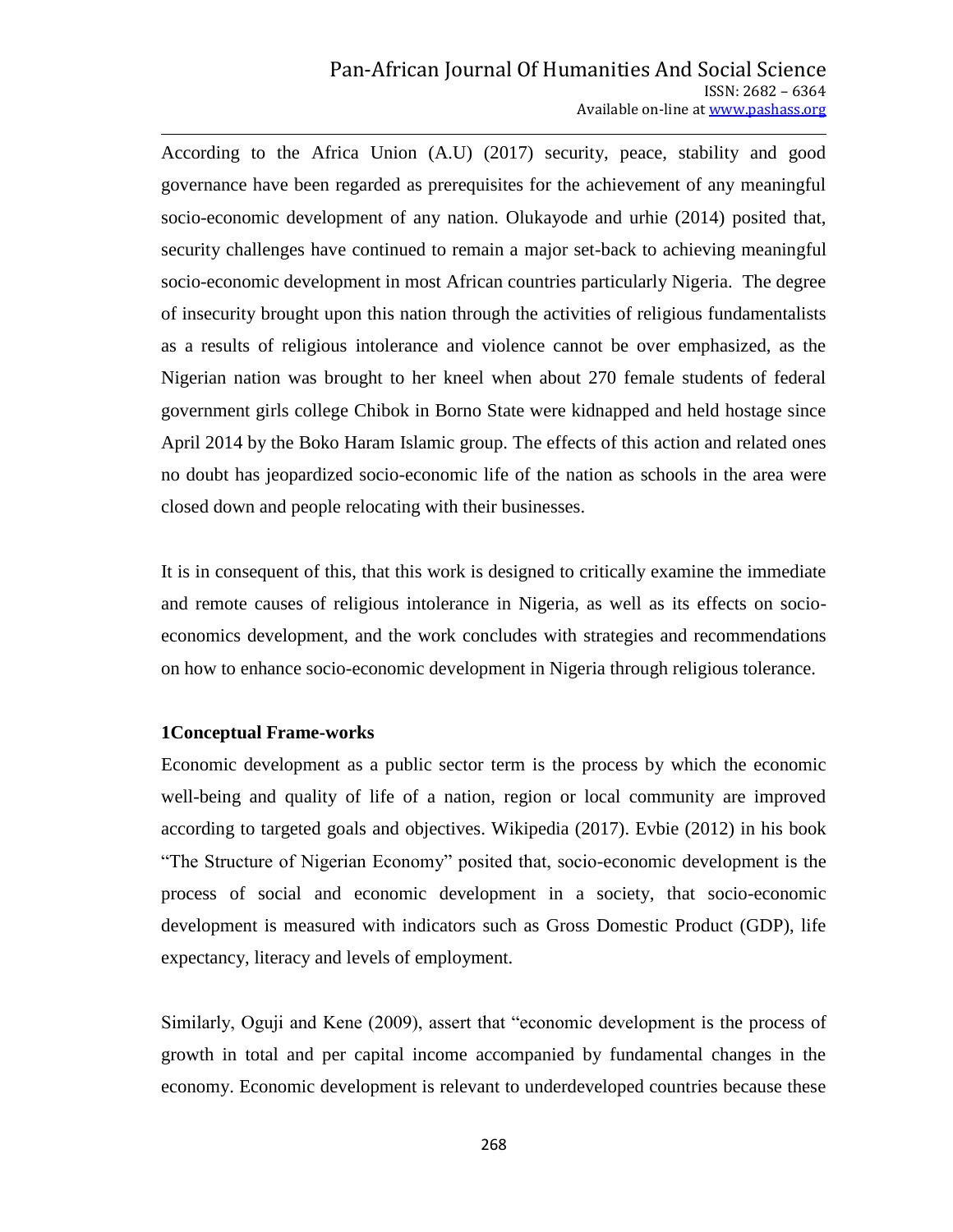According to the Africa Union (A.U) (2017) security, peace, stability and good governance have been regarded as prerequisites for the achievement of any meaningful socio-economic development of any nation. Olukayode and urhie (2014) posited that, security challenges have continued to remain a major set-back to achieving meaningful socio-economic development in most African countries particularly Nigeria. The degree of insecurity brought upon this nation through the activities of religious fundamentalists as a results of religious intolerance and violence cannot be over emphasized, as the Nigerian nation was brought to her kneel when about 270 female students of federal government girls college Chibok in Borno State were kidnapped and held hostage since April 2014 by the Boko Haram Islamic group. The effects of this action and related ones no doubt has jeopardized socio-economic life of the nation as schools in the area were closed down and people relocating with their businesses.

It is in consequent of this, that this work is designed to critically examine the immediate and remote causes of religious intolerance in Nigeria, as well as its effects on socio-economics development, and the work concludes with strategies and recommendations on how to enhance socio-economic development in Nigeria through religious tolerance.

**1Conceptual Frame-works**

Economic development as a public sector term is the process by which the economic well-being and quality of life of a nation, region or local community are improved according to targeted goals and objectives. Wikipedia (2017). Evbie (2012) in his book "The Structure of Nigerian Economy" posited that, socio-economic development is the process of social and economic development in a society, that socio-economic development is measured with indicators such as Gross Domestic Product (GDP), life expectancy, literacy and levels of employment.

Similarly, Oguji and Kene (2009), assert that "economic development is the process of growth in total and per capital income accompanied by fundamental changes in the economy. Economic development is relevant to underdeveloped countries because these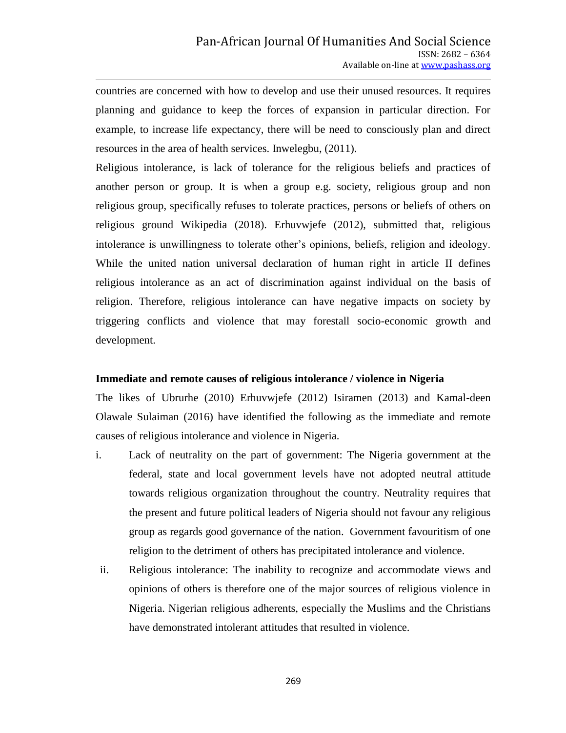countries are concerned with how to develop and use their unused resources. It requires planning and guidance to keep the forces of expansion in particular direction. For example, to increase life expectancy, there will be need to consciously plan and direct resources in the area of health services. Inwelegbu, (2011).

Religious intolerance, is lack of tolerance for the religious beliefs and practices of another person or group. It is when a group e.g. society, religious group and non religious group, specifically refuses to tolerate practices, persons or beliefs of others on religious ground Wikipedia (2018). Erhuvwjefe (2012), submitted that, religious intolerance is unwillingness to tolerate other's opinions, beliefs, religion and ideology. While the united nation universal declaration of human right in article II defines religious intolerance as an act of discrimination against individual on the basis of religion. Therefore, religious intolerance can have negative impacts on society by triggering conflicts and violence that may forestall socio-economic growth and development.

**Immediate and remote causes of religious intolerance / violence in Nigeria**

The likes of Ubrurhe (2010) Erhuvwjefe (2012) Isiramen (2013) and Kamal-deen Olawale Sulaiman (2016) have identified the following as the immediate and remote causes of religious intolerance and violence in Nigeria.

i. Lack of neutrality on the part of government: The Nigeria government at the federal, state and local government levels have not adopted neutral attitude towards religious organization throughout the country. Neutrality requires that the present and future political leaders of Nigeria should not favour any religious group as regards good governance of the nation. Government favouritism of one religion to the detriment of others has precipitated intolerance and violence.

ii. Religious intolerance: The inability to recognize and accommodate views and opinions of others is therefore one of the major sources of religious violence in Nigeria. Nigerian religious adherents, especially the Muslims and the Christians have demonstrated intolerant attitudes that resulted in violence.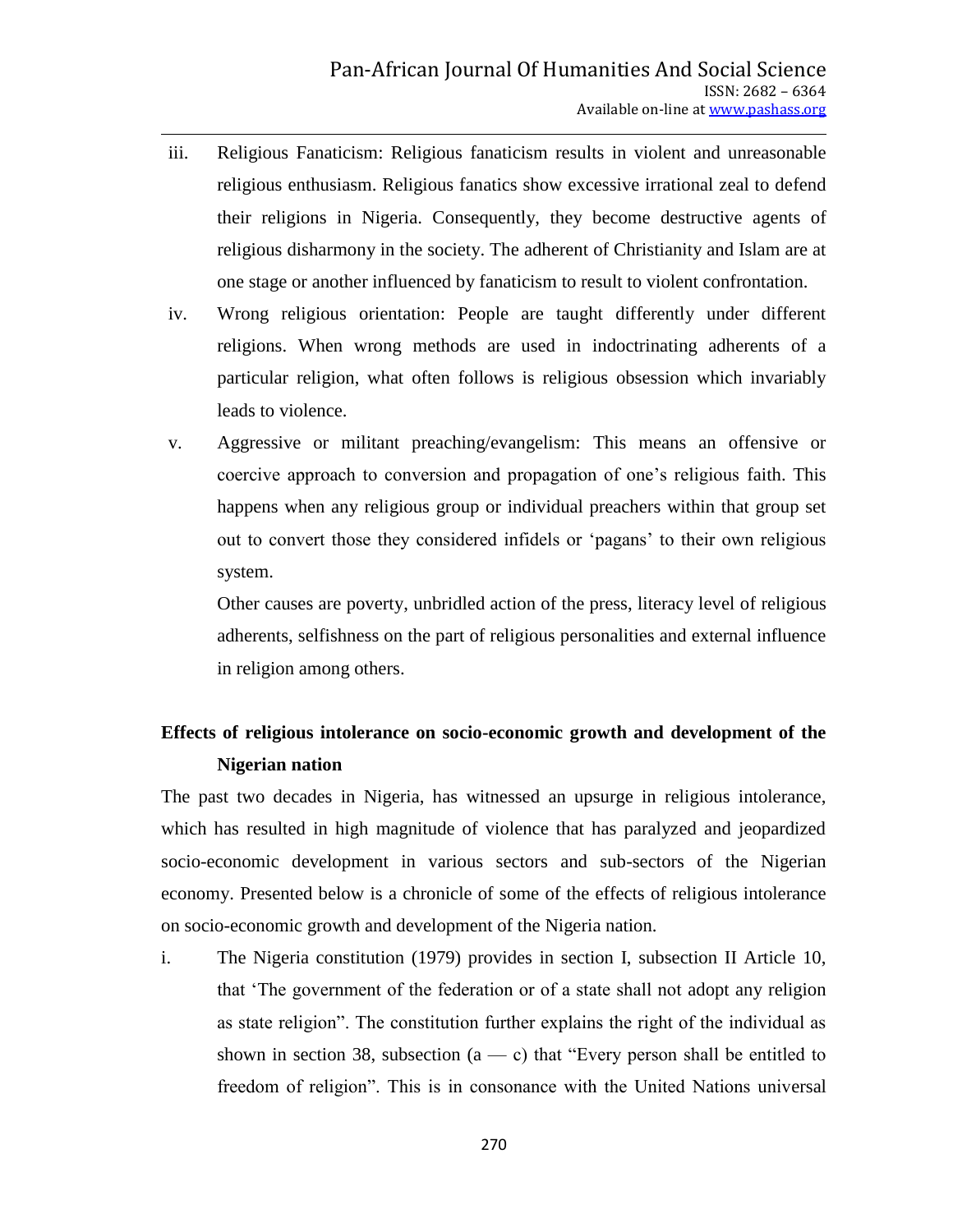iii. Religious Fanaticism: Religious fanaticism results in violent and unreasonable religious enthusiasm. Religious fanatics show excessive irrational zeal to defend their religions in Nigeria. Consequently, they become destructive agents of religious disharmony in the society. The adherent of Christianity and Islam are at one stage or another influenced by fanaticism to result to violent confrontation.

iv. Wrong religious orientation: People are taught differently under different religions. When wrong methods are used in indoctrinating adherents of a particular religion, what often follows is religious obsession which invariably leads to violence.

v. Aggressive or militant preaching/evangelism: This means an offensive or coercive approach to conversion and propagation of one's religious faith. This happens when any religious group or individual preachers within that group set out to convert those they considered infidels or 'pagans' to their own religious system.

   Other causes are poverty, unbridled action of the press, literacy level of religious adherents, selfishness on the part of religious personalities and external influence in religion among others.

## Effects of religious intolerance on socio-economic growth and development of the Nigerian nation

The past two decades in Nigeria, has witnessed an upsurge in religious intolerance, which has resulted in high magnitude of violence that has paralyzed and jeopardized socio-economic development in various sectors and sub-sectors of the Nigerian economy. Presented below is a chronicle of some of the effects of religious intolerance on socio-economic growth and development of the Nigeria nation.

i. The Nigeria constitution (1979) provides in section I, subsection II Article 10, that 'The government of the federation or of a state shall not adopt any religion as state religion". The constitution further explains the right of the individual as shown in section 38, subsection (a — c) that "Every person shall be entitled to freedom of religion". This is in consonance with the United Nations universal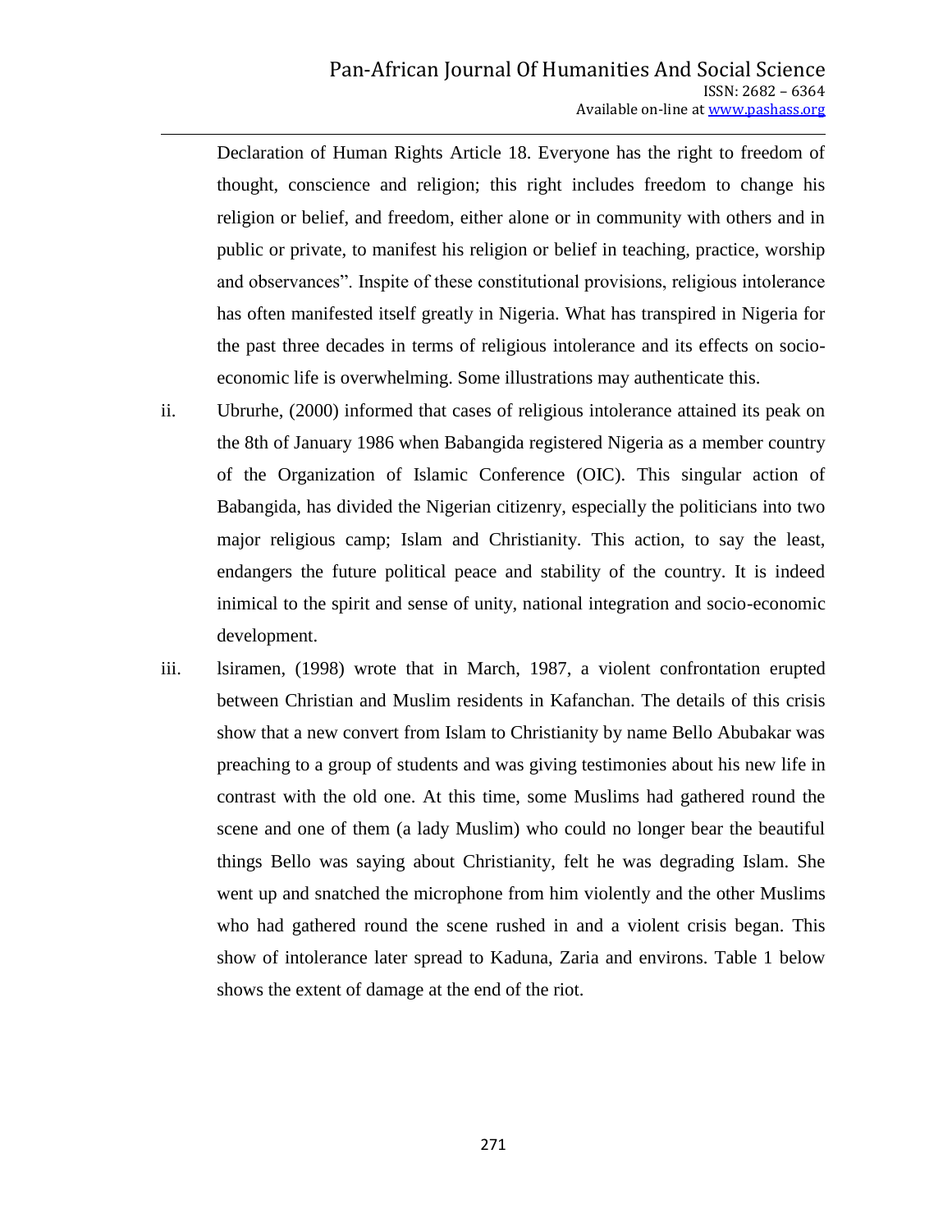Declaration of Human Rights Article 18. Everyone has the right to freedom of thought, conscience and religion; this right includes freedom to change his religion or belief, and freedom, either alone or in community with others and in public or private, to manifest his religion or belief in teaching, practice, worship and observances". Inspite of these constitutional provisions, religious intolerance has often manifested itself greatly in Nigeria. What has transpired in Nigeria for the past three decades in terms of religious intolerance and its effects on socio-economic life is overwhelming. Some illustrations may authenticate this.

ii. Ubrurhe, (2000) informed that cases of religious intolerance attained its peak on the 8th of January 1986 when Babangida registered Nigeria as a member country of the Organization of Islamic Conference (OIC). This singular action of Babangida, has divided the Nigerian citizenry, especially the politicians into two major religious camp; Islam and Christianity. This action, to say the least, endangers the future political peace and stability of the country. It is indeed inimical to the spirit and sense of unity, national integration and socio-economic development.

iii. lsiramen, (1998) wrote that in March, 1987, a violent confrontation erupted between Christian and Muslim residents in Kafanchan. The details of this crisis show that a new convert from Islam to Christianity by name Bello Abubakar was preaching to a group of students and was giving testimonies about his new life in contrast with the old one. At this time, some Muslims had gathered round the scene and one of them (a lady Muslim) who could no longer bear the beautiful things Bello was saying about Christianity, felt he was degrading Islam. She went up and snatched the microphone from him violently and the other Muslims who had gathered round the scene rushed in and a violent crisis began. This show of intolerance later spread to Kaduna, Zaria and environs. Table 1 below shows the extent of damage at the end of the riot.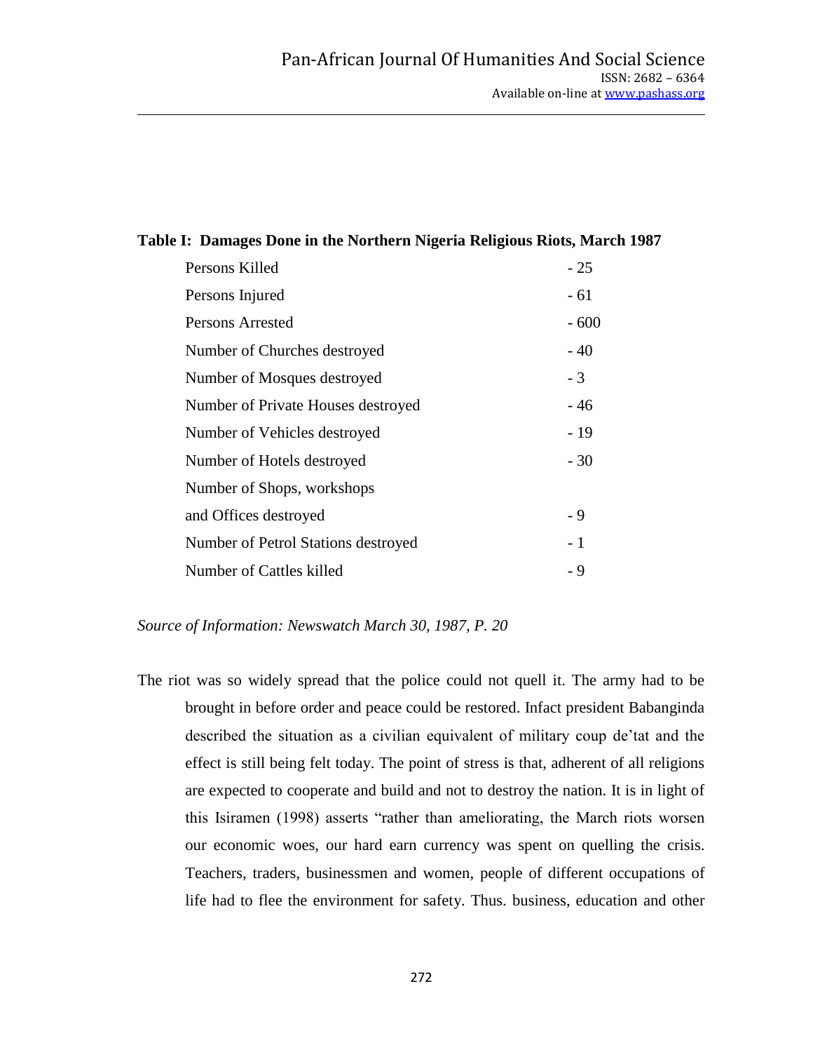**Table I: Damages Done in the Northern Nigeria Religious Riots, March 1987**

| Item | Number |
| --- | --- |
| Persons Killed | - 25 |
| Persons Injured | - 61 |
| Persons Arrested | - 600 |
| Number of Churches destroyed | - 40 |
| Number of Mosques destroyed | - 3 |
| Number of Private Houses destroyed | - 46 |
| Number of Vehicles destroyed | - 19 |
| Number of Hotels destroyed | - 30 |
| Number of Shops, workshops and Offices destroyed | - 9 |
| Number of Petrol Stations destroyed | - 1 |
| Number of Cattles killed | - 9 |

*Source of Information: Newswatch March 30, 1987, P. 20*

The riot was so widely spread that the police could not quell it. The army had to be brought in before order and peace could be restored. Infact president Babanginda described the situation as a civilian equivalent of military coup de'tat and the effect is still being felt today. The point of stress is that, adherent of all religions are expected to cooperate and build and not to destroy the nation. It is in light of this Isiramen (1998) asserts "rather than ameliorating, the March riots worsen our economic woes, our hard earn currency was spent on quelling the crisis. Teachers, traders, businessmen and women, people of different occupations of life had to flee the environment for safety. Thus. business, education and other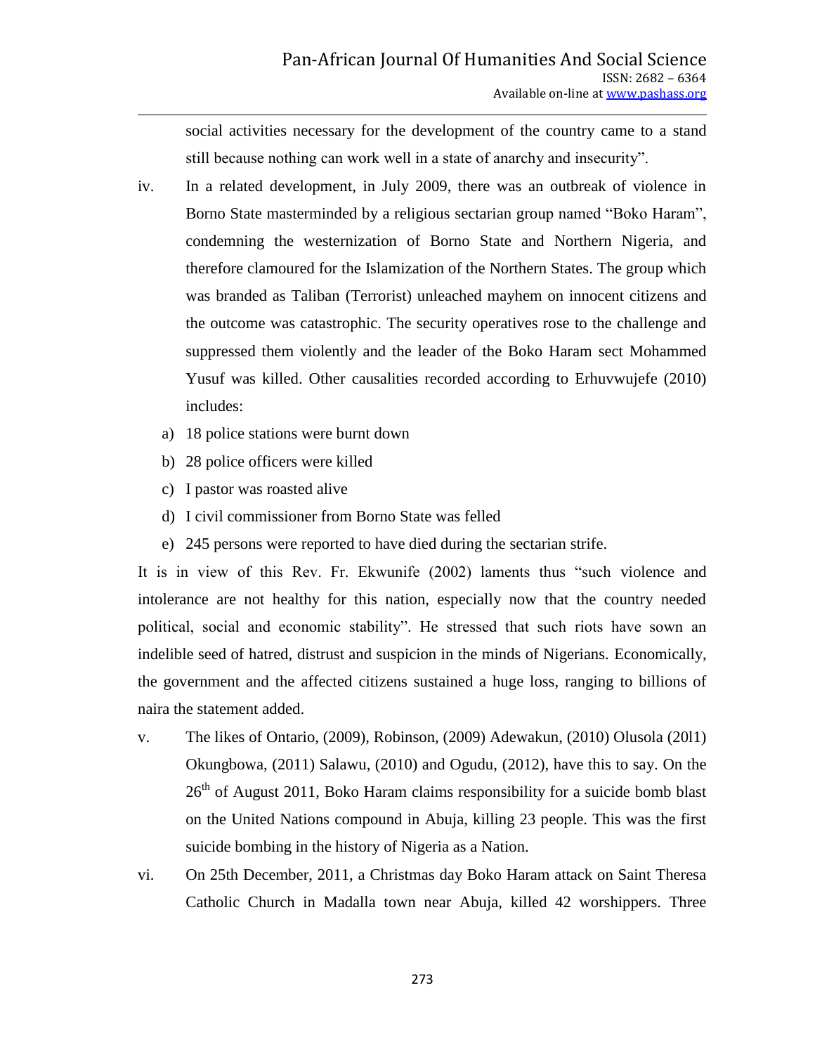social activities necessary for the development of the country came to a stand still because nothing can work well in a state of anarchy and insecurity".

iv. In a related development, in July 2009, there was an outbreak of violence in Borno State masterminded by a religious sectarian group named "Boko Haram", condemning the westernization of Borno State and Northern Nigeria, and therefore clamoured for the Islamization of the Northern States. The group which was branded as Taliban (Terrorist) unleached mayhem on innocent citizens and the outcome was catastrophic. The security operatives rose to the challenge and suppressed them violently and the leader of the Boko Haram sect Mohammed Yusuf was killed. Other causalities recorded according to Erhuvwujefe (2010) includes:

   a) 18 police stations were burnt down
   b) 28 police officers were killed
   c) I pastor was roasted alive
   d) I civil commissioner from Borno State was felled
   e) 245 persons were reported to have died during the sectarian strife.

It is in view of this Rev. Fr. Ekwunife (2002) laments thus "such violence and intolerance are not healthy for this nation, especially now that the country needed political, social and economic stability". He stressed that such riots have sown an indelible seed of hatred, distrust and suspicion in the minds of Nigerians. Economically, the government and the affected citizens sustained a huge loss, ranging to billions of naira the statement added.

v. The likes of Ontario, (2009), Robinson, (2009) Adewakun, (2010) Olusola (20l1) Okungbowa, (2011) Salawu, (2010) and Ogudu, (2012), have this to say. On the 26th of August 2011, Boko Haram claims responsibility for a suicide bomb blast on the United Nations compound in Abuja, killing 23 people. This was the first suicide bombing in the history of Nigeria as a Nation.

vi. On 25th December, 2011, a Christmas day Boko Haram attack on Saint Theresa Catholic Church in Madalla town near Abuja, killed 42 worshippers. Three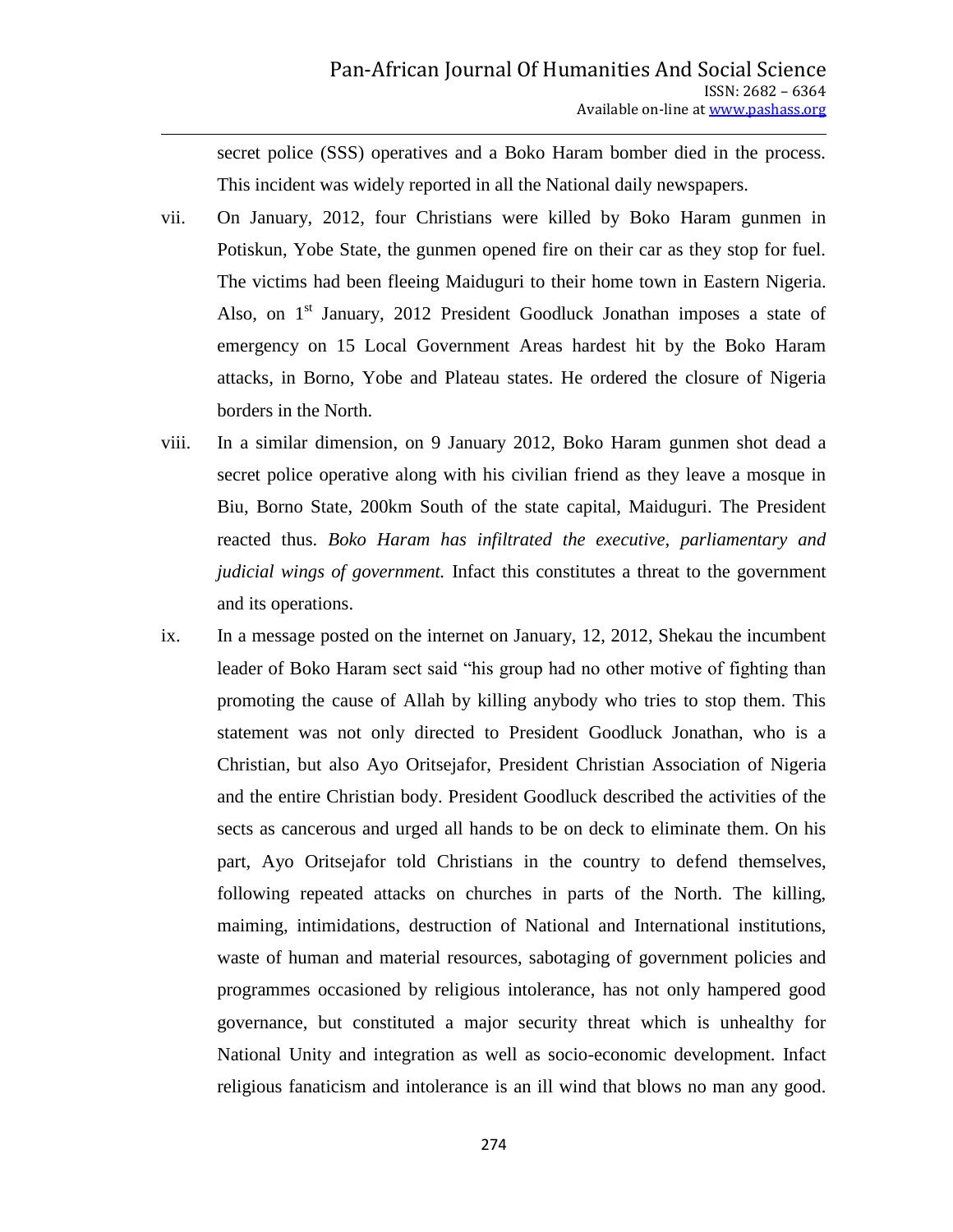secret police (SSS) operatives and a Boko Haram bomber died in the process. This incident was widely reported in all the National daily newspapers.

vii. On January, 2012, four Christians were killed by Boko Haram gunmen in Potiskun, Yobe State, the gunmen opened fire on their car as they stop for fuel. The victims had been fleeing Maiduguri to their home town in Eastern Nigeria. Also, on 1st January, 2012 President Goodluck Jonathan imposes a state of emergency on 15 Local Government Areas hardest hit by the Boko Haram attacks, in Borno, Yobe and Plateau states. He ordered the closure of Nigeria borders in the North.

viii. In a similar dimension, on 9 January 2012, Boko Haram gunmen shot dead a secret police operative along with his civilian friend as they leave a mosque in Biu, Borno State, 200km South of the state capital, Maiduguri. The President reacted thus. *Boko Haram has infiltrated the executive, parliamentary and judicial wings of government.* Infact this constitutes a threat to the government and its operations.

ix. In a message posted on the internet on January, 12, 2012, Shekau the incumbent leader of Boko Haram sect said "his group had no other motive of fighting than promoting the cause of Allah by killing anybody who tries to stop them. This statement was not only directed to President Goodluck Jonathan, who is a Christian, but also Ayo Oritsejafor, President Christian Association of Nigeria and the entire Christian body. President Goodluck described the activities of the sects as cancerous and urged all hands to be on deck to eliminate them. On his part, Ayo Oritsejafor told Christians in the country to defend themselves, following repeated attacks on churches in parts of the North. The killing, maiming, intimidations, destruction of National and International institutions, waste of human and material resources, sabotaging of government policies and programmes occasioned by religious intolerance, has not only hampered good governance, but constituted a major security threat which is unhealthy for National Unity and integration as well as socio-economic development. Infact religious fanaticism and intolerance is an ill wind that blows no man any good.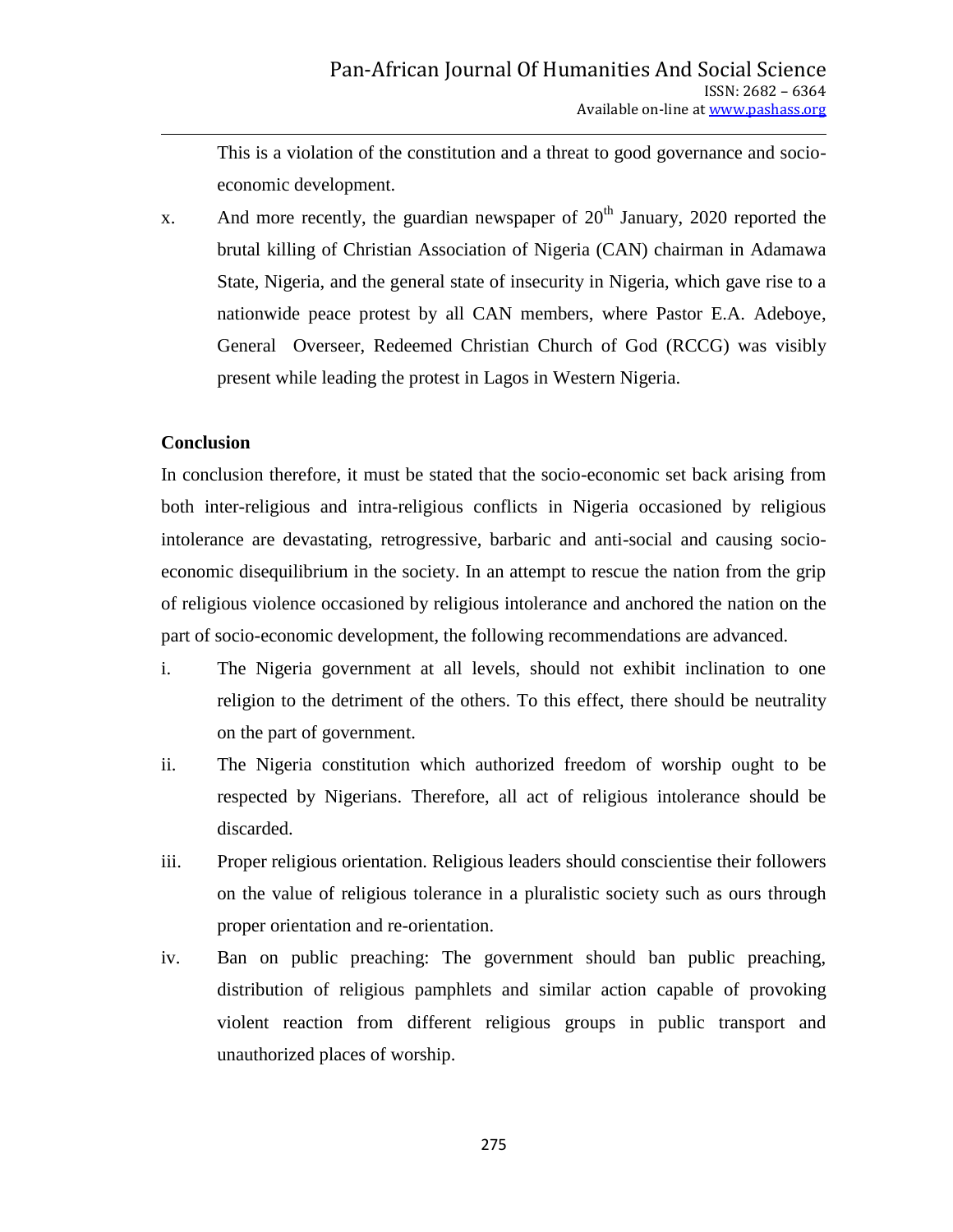This is a violation of the constitution and a threat to good governance and socio-economic development.

x. And more recently, the guardian newspaper of 20th January, 2020 reported the brutal killing of Christian Association of Nigeria (CAN) chairman in Adamawa State, Nigeria, and the general state of insecurity in Nigeria, which gave rise to a nationwide peace protest by all CAN members, where Pastor E.A. Adeboye, General Overseer, Redeemed Christian Church of God (RCCG) was visibly present while leading the protest in Lagos in Western Nigeria.

**Conclusion**

In conclusion therefore, it must be stated that the socio-economic set back arising from both inter-religious and intra-religious conflicts in Nigeria occasioned by religious intolerance are devastating, retrogressive, barbaric and anti-social and causing socio-economic disequilibrium in the society. In an attempt to rescue the nation from the grip of religious violence occasioned by religious intolerance and anchored the nation on the part of socio-economic development, the following recommendations are advanced.

i. The Nigeria government at all levels, should not exhibit inclination to one religion to the detriment of the others. To this effect, there should be neutrality on the part of government.

ii. The Nigeria constitution which authorized freedom of worship ought to be respected by Nigerians. Therefore, all act of religious intolerance should be discarded.

iii. Proper religious orientation. Religious leaders should conscientise their followers on the value of religious tolerance in a pluralistic society such as ours through proper orientation and re-orientation.

iv. Ban on public preaching: The government should ban public preaching, distribution of religious pamphlets and similar action capable of provoking violent reaction from different religious groups in public transport and unauthorized places of worship.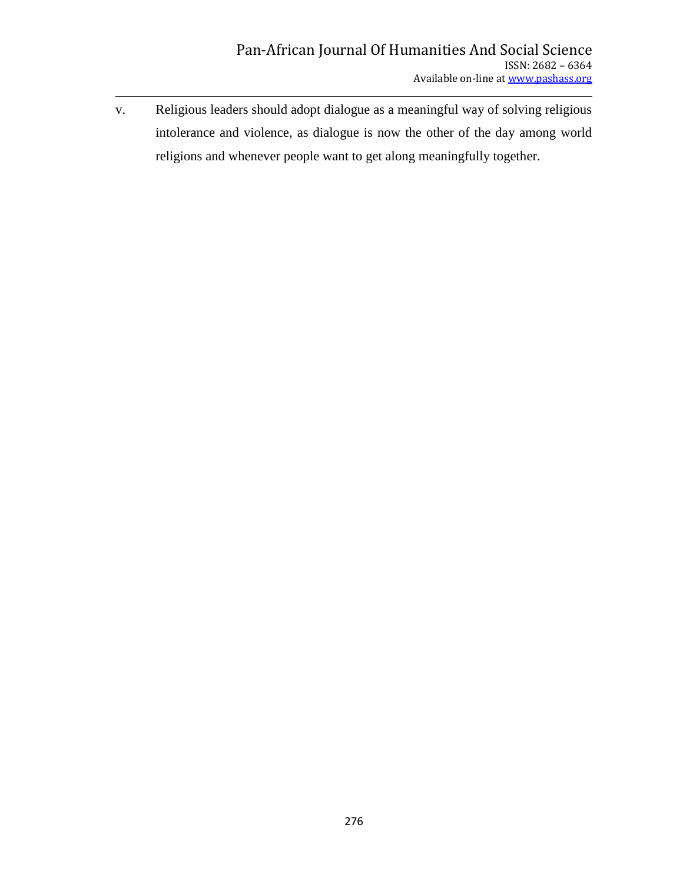v. Religious leaders should adopt dialogue as a meaningful way of solving religious intolerance and violence, as dialogue is now the other of the day among world religions and whenever people want to get along meaningfully together.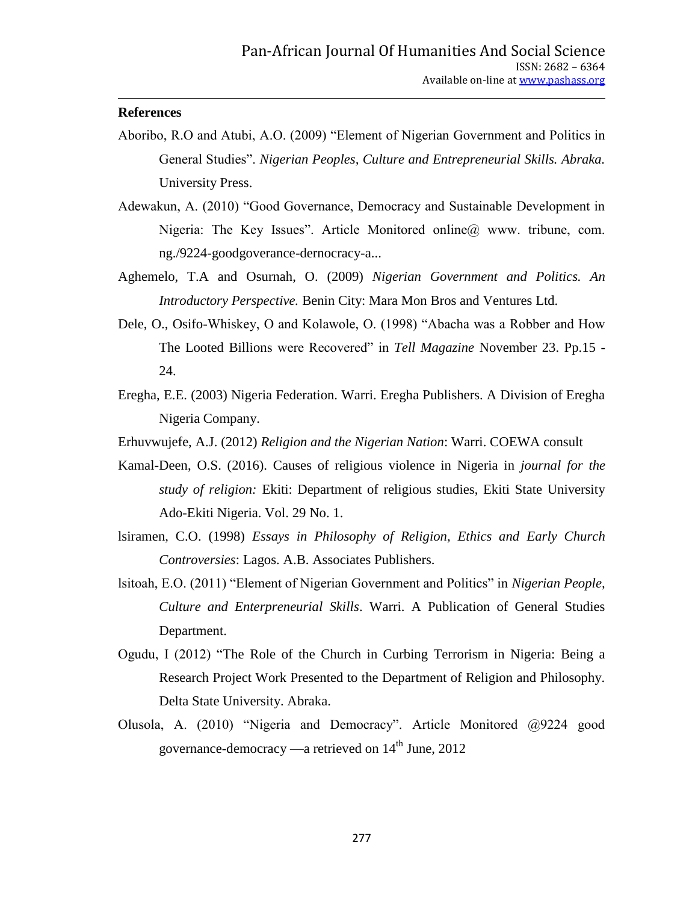## References

Aboribo, R.O and Atubi, A.O. (2009) "Element of Nigerian Government and Politics in General Studies". *Nigerian Peoples, Culture and Entrepreneurial Skills. Abraka.* University Press.

Adewakun, A. (2010) "Good Governance, Democracy and Sustainable Development in Nigeria: The Key Issues". Article Monitored online@ www. tribune, com. ng./9224-goodgoverance-dernocracy-a...

Aghemelo, T.A and Osurnah, O. (2009) *Nigerian Government and Politics. An Introductory Perspective.* Benin City: Mara Mon Bros and Ventures Ltd.

Dele, O., Osifo-Whiskey, O and Kolawole, O. (1998) "Abacha was a Robber and How The Looted Billions were Recovered" in *Tell Magazine* November 23. Pp.15 - 24.

Eregha, E.E. (2003) Nigeria Federation. Warri. Eregha Publishers. A Division of Eregha Nigeria Company.

Erhuvwujefe, A.J. (2012) *Religion and the Nigerian Nation*: Warri. COEWA consult

Kamal-Deen, O.S. (2016). Causes of religious violence in Nigeria in *journal for the study of religion:* Ekiti: Department of religious studies, Ekiti State University Ado-Ekiti Nigeria. Vol. 29 No. 1.

lsiramen, C.O. (1998) *Essays in Philosophy of Religion, Ethics and Early Church Controversies*: Lagos. A.B. Associates Publishers.

lsitoah, E.O. (2011) "Element of Nigerian Government and Politics" in *Nigerian People, Culture and Enterpreneurial Skills*. Warri. A Publication of General Studies Department.

Ogudu, I (2012) "The Role of the Church in Curbing Terrorism in Nigeria: Being a Research Project Work Presented to the Department of Religion and Philosophy. Delta State University. Abraka.

Olusola, A. (2010) "Nigeria and Democracy". Article Monitored @9224 good governance-democracy —a retrieved on 14th June, 2012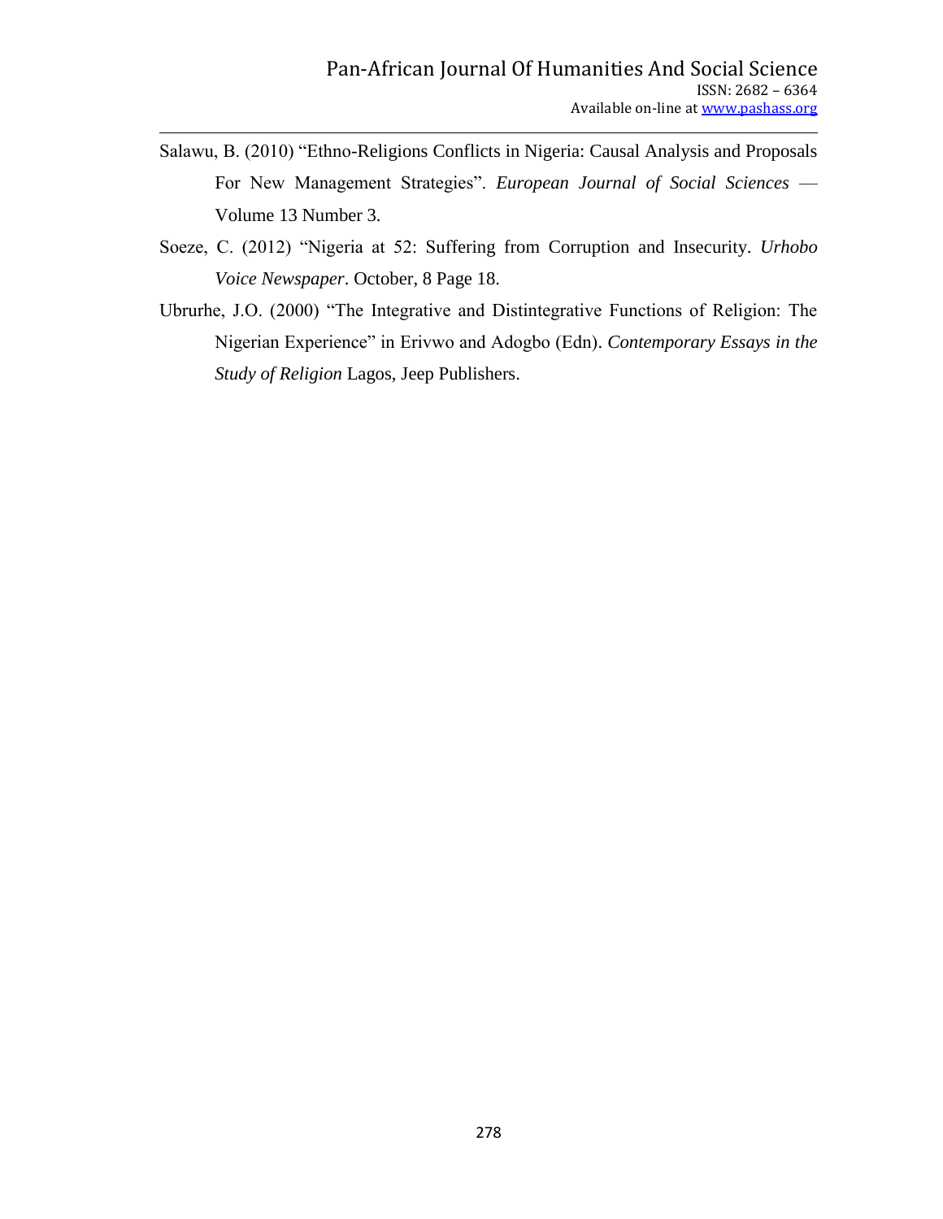Salawu, B. (2010) "Ethno-Religions Conflicts in Nigeria: Causal Analysis and Proposals For New Management Strategies". *European Journal of Social Sciences* — Volume 13 Number 3.

Soeze, C. (2012) "Nigeria at 52: Suffering from Corruption and Insecurity. *Urhobo Voice Newspaper*. October, 8 Page 18.

Ubrurhe, J.O. (2000) "The Integrative and Distintegrative Functions of Religion: The Nigerian Experience" in Erivwo and Adogbo (Edn). *Contemporary Essays in the Study of Religion* Lagos, Jeep Publishers.